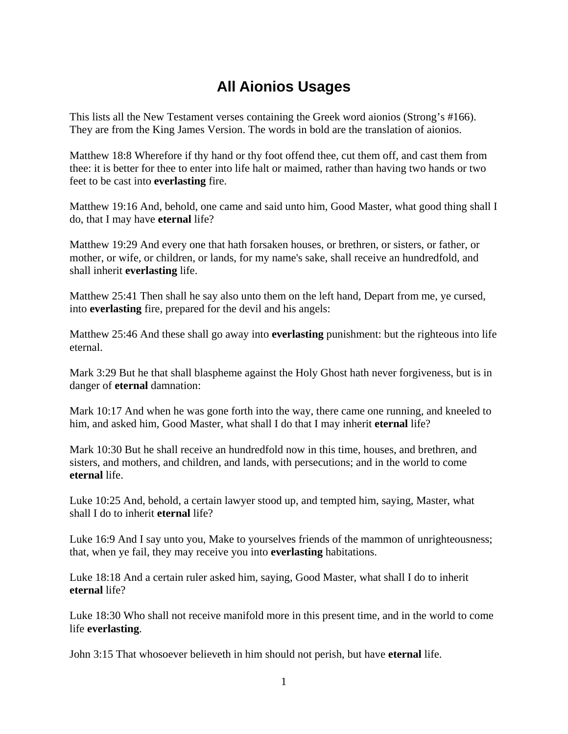# All Aionios Usages

This lists all the New Testament verses containing the Greek word aionios (Strong's #166). They are from the King James Version. The words in bold are the translation of aionios.

Matthew 18:8 Wherefore if thy hand or thy foot offend thee, cut them off, and cast them from thee: it is better for thee to enter into life halt or maimed, rather than having two hands or two feet to be cast into **everlasting** fire.

Matthew 19:16 And, behold, one came and said unto him, Good Master, what good thing shall I do, that I may have **eternal** life?

Matthew 19:29 And every one that hath forsaken houses, or brethren, or sisters, or father, or mother, or wife, or children, or lands, for my name's sake, shall receive an hundredfold, and shall inherit **everlasting** life.

Matthew 25:41 Then shall he say also unto them on the left hand, Depart from me, ye cursed, into **everlasting** fire, prepared for the devil and his angels:

Matthew 25:46 And these shall go away into **everlasting** punishment: but the righteous into life eternal.

Mark 3:29 But he that shall blaspheme against the Holy Ghost hath never forgiveness, but is in danger of **eternal** damnation:

Mark 10:17 And when he was gone forth into the way, there came one running, and kneeled to him, and asked him, Good Master, what shall I do that I may inherit **eternal** life?

Mark 10:30 But he shall receive an hundredfold now in this time, houses, and brethren, and sisters, and mothers, and children, and lands, with persecutions; and in the world to come **eternal** life.

Luke 10:25 And, behold, a certain lawyer stood up, and tempted him, saying, Master, what shall I do to inherit **eternal** life?

Luke 16:9 And I say unto you, Make to yourselves friends of the mammon of unrighteousness; that, when ye fail, they may receive you into **everlasting** habitations.

Luke 18:18 And a certain ruler asked him, saying, Good Master, what shall I do to inherit **eternal** life?

Luke 18:30 Who shall not receive manifold more in this present time, and in the world to come life **everlasting**.

John 3:15 That whosoever believeth in him should not perish, but have **eternal** life.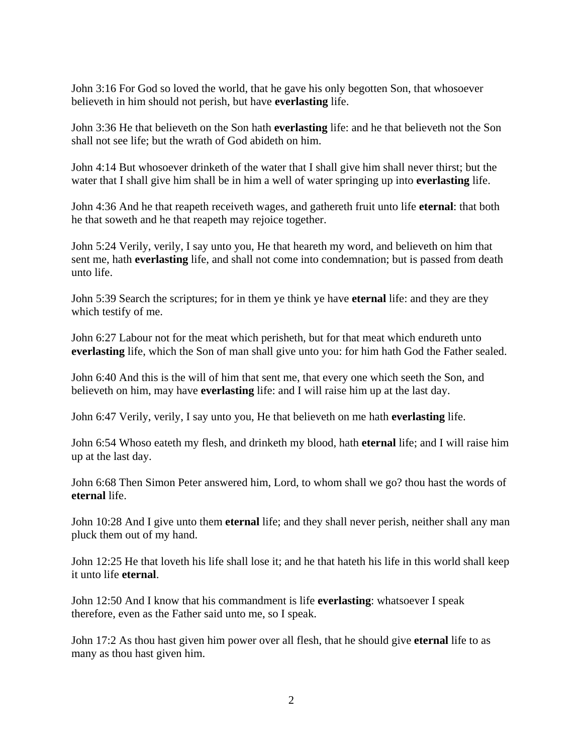John 3:16 For God so loved the world, that he gave his only begotten Son, that whosoever believeth in him should not perish, but have **everlasting** life.

John 3:36 He that believeth on the Son hath **everlasting** life: and he that believeth not the Son shall not see life; but the wrath of God abideth on him.

John 4:14 But whosoever drinketh of the water that I shall give him shall never thirst; but the water that I shall give him shall be in him a well of water springing up into **everlasting** life.

John 4:36 And he that reapeth receiveth wages, and gathereth fruit unto life **eternal**: that both he that soweth and he that reapeth may rejoice together.

John 5:24 Verily, verily, I say unto you, He that heareth my word, and believeth on him that sent me, hath **everlasting** life, and shall not come into condemnation; but is passed from death unto life.

John 5:39 Search the scriptures; for in them ye think ye have **eternal** life: and they are they which testify of me.

John 6:27 Labour not for the meat which perisheth, but for that meat which endureth unto **everlasting** life, which the Son of man shall give unto you: for him hath God the Father sealed.

John 6:40 And this is the will of him that sent me, that every one which seeth the Son, and believeth on him, may have **everlasting** life: and I will raise him up at the last day.

John 6:47 Verily, verily, I say unto you, He that believeth on me hath **everlasting** life.

John 6:54 Whoso eateth my flesh, and drinketh my blood, hath **eternal** life; and I will raise him up at the last day.

John 6:68 Then Simon Peter answered him, Lord, to whom shall we go? thou hast the words of **eternal** life.

John 10:28 And I give unto them **eternal** life; and they shall never perish, neither shall any man pluck them out of my hand.

John 12:25 He that loveth his life shall lose it; and he that hateth his life in this world shall keep it unto life **eternal**.

John 12:50 And I know that his commandment is life **everlasting**: whatsoever I speak therefore, even as the Father said unto me, so I speak.

John 17:2 As thou hast given him power over all flesh, that he should give **eternal** life to as many as thou hast given him.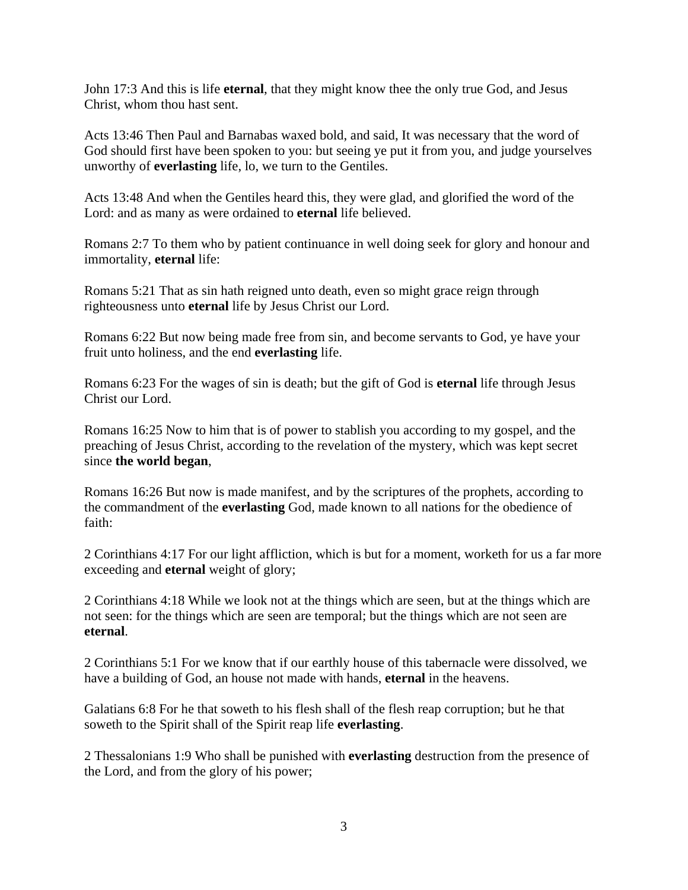John 17:3 And this is life **eternal**, that they might know thee the only true God, and Jesus Christ, whom thou hast sent.

Acts 13:46 Then Paul and Barnabas waxed bold, and said, It was necessary that the word of God should first have been spoken to you: but seeing ye put it from you, and judge yourselves unworthy of **everlasting** life, lo, we turn to the Gentiles.

Acts 13:48 And when the Gentiles heard this, they were glad, and glorified the word of the Lord: and as many as were ordained to **eternal** life believed.

Romans 2:7 To them who by patient continuance in well doing seek for glory and honour and immortality, **eternal** life:

Romans 5:21 That as sin hath reigned unto death, even so might grace reign through righteousness unto **eternal** life by Jesus Christ our Lord.

Romans 6:22 But now being made free from sin, and become servants to God, ye have your fruit unto holiness, and the end **everlasting** life.

Romans 6:23 For the wages of sin is death; but the gift of God is **eternal** life through Jesus Christ our Lord.

Romans 16:25 Now to him that is of power to stablish you according to my gospel, and the preaching of Jesus Christ, according to the revelation of the mystery, which was kept secret since **the world began**,

Romans 16:26 But now is made manifest, and by the scriptures of the prophets, according to the commandment of the **everlasting** God, made known to all nations for the obedience of faith:

2 Corinthians 4:17 For our light affliction, which is but for a moment, worketh for us a far more exceeding and **eternal** weight of glory;

2 Corinthians 4:18 While we look not at the things which are seen, but at the things which are not seen: for the things which are seen are temporal; but the things which are not seen are **eternal**.

2 Corinthians 5:1 For we know that if our earthly house of this tabernacle were dissolved, we have a building of God, an house not made with hands, **eternal** in the heavens.

Galatians 6:8 For he that soweth to his flesh shall of the flesh reap corruption; but he that soweth to the Spirit shall of the Spirit reap life **everlasting**.

2 Thessalonians 1:9 Who shall be punished with **everlasting** destruction from the presence of the Lord, and from the glory of his power;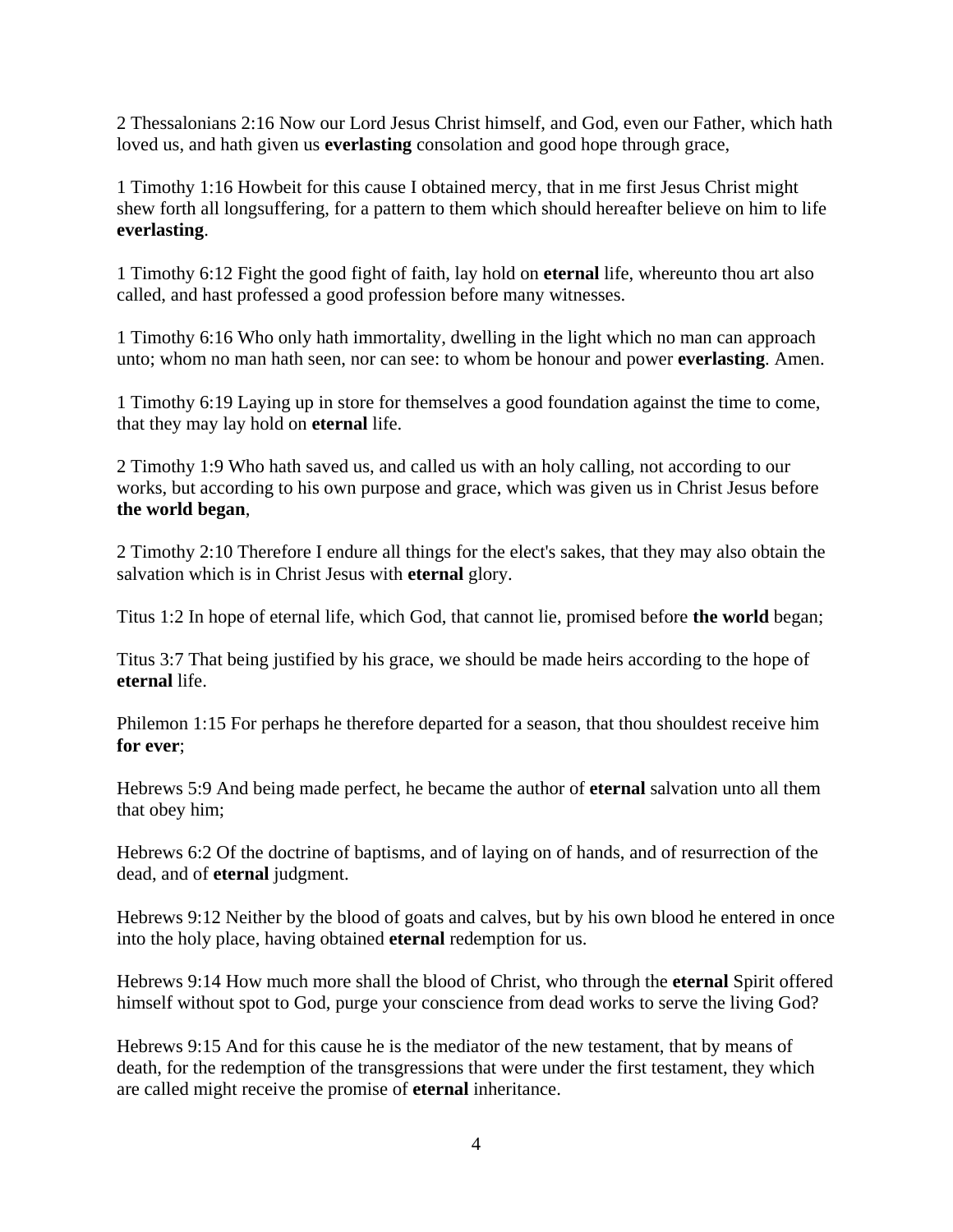2 Thessalonians 2:16 Now our Lord Jesus Christ himself, and God, even our Father, which hath loved us, and hath given us **everlasting** consolation and good hope through grace,

1 Timothy 1:16 Howbeit for this cause I obtained mercy, that in me first Jesus Christ might shew forth all longsuffering, for a pattern to them which should hereafter believe on him to life **everlasting**.

1 Timothy 6:12 Fight the good fight of faith, lay hold on **eternal** life, whereunto thou art also called, and hast professed a good profession before many witnesses.

1 Timothy 6:16 Who only hath immortality, dwelling in the light which no man can approach unto; whom no man hath seen, nor can see: to whom be honour and power **everlasting**. Amen.

1 Timothy 6:19 Laying up in store for themselves a good foundation against the time to come, that they may lay hold on **eternal** life.

2 Timothy 1:9 Who hath saved us, and called us with an holy calling, not according to our works, but according to his own purpose and grace, which was given us in Christ Jesus before **the world began**,

2 Timothy 2:10 Therefore I endure all things for the elect's sakes, that they may also obtain the salvation which is in Christ Jesus with **eternal** glory.

Titus 1:2 In hope of eternal life, which God, that cannot lie, promised before **the world** began;

Titus 3:7 That being justified by his grace, we should be made heirs according to the hope of **eternal** life.

Philemon 1:15 For perhaps he therefore departed for a season, that thou shouldest receive him **for ever**;

Hebrews 5:9 And being made perfect, he became the author of **eternal** salvation unto all them that obey him;

Hebrews 6:2 Of the doctrine of baptisms, and of laying on of hands, and of resurrection of the dead, and of **eternal** judgment.

Hebrews 9:12 Neither by the blood of goats and calves, but by his own blood he entered in once into the holy place, having obtained **eternal** redemption for us.

Hebrews 9:14 How much more shall the blood of Christ, who through the **eternal** Spirit offered himself without spot to God, purge your conscience from dead works to serve the living God?

Hebrews 9:15 And for this cause he is the mediator of the new testament, that by means of death, for the redemption of the transgressions that were under the first testament, they which are called might receive the promise of **eternal** inheritance.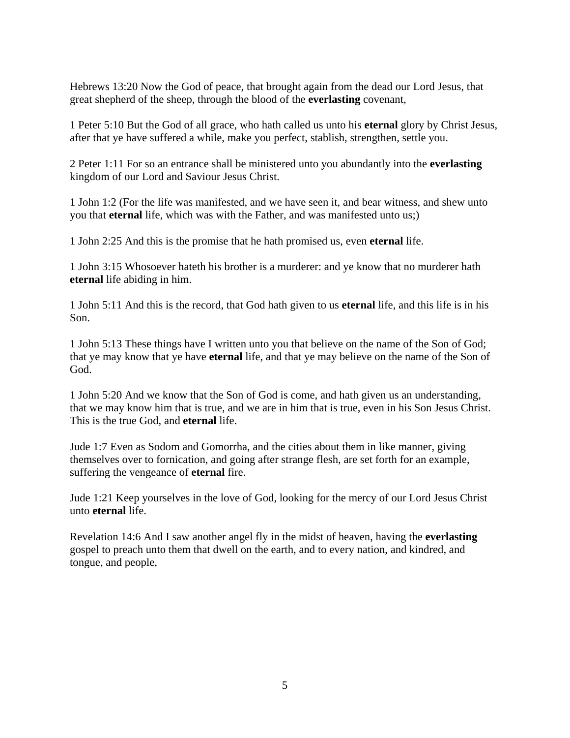Hebrews 13:20 Now the God of peace, that brought again from the dead our Lord Jesus, that great shepherd of the sheep, through the blood of the **everlasting** covenant,

1 Peter 5:10 But the God of all grace, who hath called us unto his **eternal** glory by Christ Jesus, after that ye have suffered a while, make you perfect, stablish, strengthen, settle you.

2 Peter 1:11 For so an entrance shall be ministered unto you abundantly into the **everlasting** kingdom of our Lord and Saviour Jesus Christ.

1 John 1:2 (For the life was manifested, and we have seen it, and bear witness, and shew unto you that **eternal** life, which was with the Father, and was manifested unto us;)

1 John 2:25 And this is the promise that he hath promised us, even **eternal** life.

1 John 3:15 Whosoever hateth his brother is a murderer: and ye know that no murderer hath **eternal** life abiding in him.

1 John 5:11 And this is the record, that God hath given to us **eternal** life, and this life is in his Son.

1 John 5:13 These things have I written unto you that believe on the name of the Son of God; that ye may know that ye have **eternal** life, and that ye may believe on the name of the Son of God.

1 John 5:20 And we know that the Son of God is come, and hath given us an understanding, that we may know him that is true, and we are in him that is true, even in his Son Jesus Christ. This is the true God, and **eternal** life.

Jude 1:7 Even as Sodom and Gomorrha, and the cities about them in like manner, giving themselves over to fornication, and going after strange flesh, are set forth for an example, suffering the vengeance of **eternal** fire.

Jude 1:21 Keep yourselves in the love of God, looking for the mercy of our Lord Jesus Christ unto **eternal** life.

Revelation 14:6 And I saw another angel fly in the midst of heaven, having the **everlasting** gospel to preach unto them that dwell on the earth, and to every nation, and kindred, and tongue, and people,